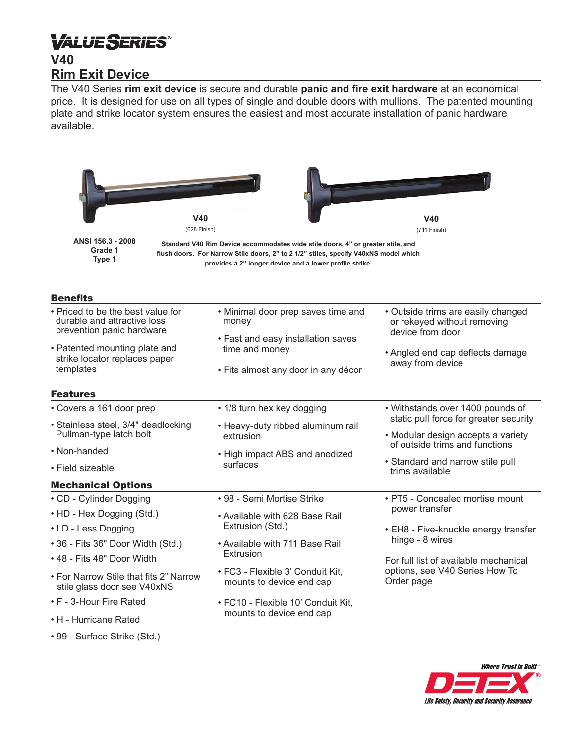# VALUE SERIES®

# V40
## Rim Exit Device

The V40 Series **rim exit device** is secure and durable **panic and fire exit hardware** at an economical price. It is designed for use on all types of single and double doors with mullions. The patented mounting plate and strike locator system ensures the easiest and most accurate installation of panic hardware available.

**V40**
(628 Finish)

**V40**
(711 Finish)

**ANSI 156.3 - 2008**
**Grade 1**
**Type 1**

**Standard V40 Rim Device accommodates wide stile doors, 4" or greater stile, and flush doors. For Narrow Stile doors, 2" to 2 1/2" stiles, specify V40xNS model which provides a 2" longer device and a lower profile strike.**

### Benefits

- Priced to be the best value for durable and attractive loss prevention panic hardware
- Patented mounting plate and strike locator replaces paper templates
- Minimal door prep saves time and money
- Fast and easy installation saves time and money
- Fits almost any door in any décor
- Outside trims are easily changed or rekeyed without removing device from door
- Angled end cap deflects damage away from device

### Features

- Covers a 161 door prep
- Stainless steel, 3/4" deadlocking Pullman-type latch bolt
- Non-handed
- Field sizeable
- 1/8 turn hex key dogging
- Heavy-duty ribbed aluminum rail extrusion
- High impact ABS and anodized surfaces
- Withstands over 1400 pounds of static pull force for greater security
- Modular design accepts a variety of outside trims and functions
- Standard and narrow stile pull trims available

### Mechanical Options

- CD - Cylinder Dogging
- HD - Hex Dogging (Std.)
- LD - Less Dogging
- 36 - Fits 36" Door Width (Std.)
- 48 - Fits 48" Door Width
- For Narrow Stile that fits 2" Narrow stile glass door see V40xNS
- F - 3-Hour Fire Rated
- H - Hurricane Rated
- 99 - Surface Strike (Std.)
- 98 - Semi Mortise Strike
- Available with 628 Base Rail Extrusion (Std.)
- Available with 711 Base Rail Extrusion
- FC3 - Flexible 3' Conduit Kit, mounts to device end cap
- FC10 - Flexible 10' Conduit Kit, mounts to device end cap
- PT5 - Concealed mortise mount power transfer
- EH8 - Five-knuckle energy transfer hinge - 8 wires

For full list of available mechanical options, see V40 Series How To Order page

*Where Trust is Built™*
**DETEX®**
*Life Safety, Security and Security Assurance*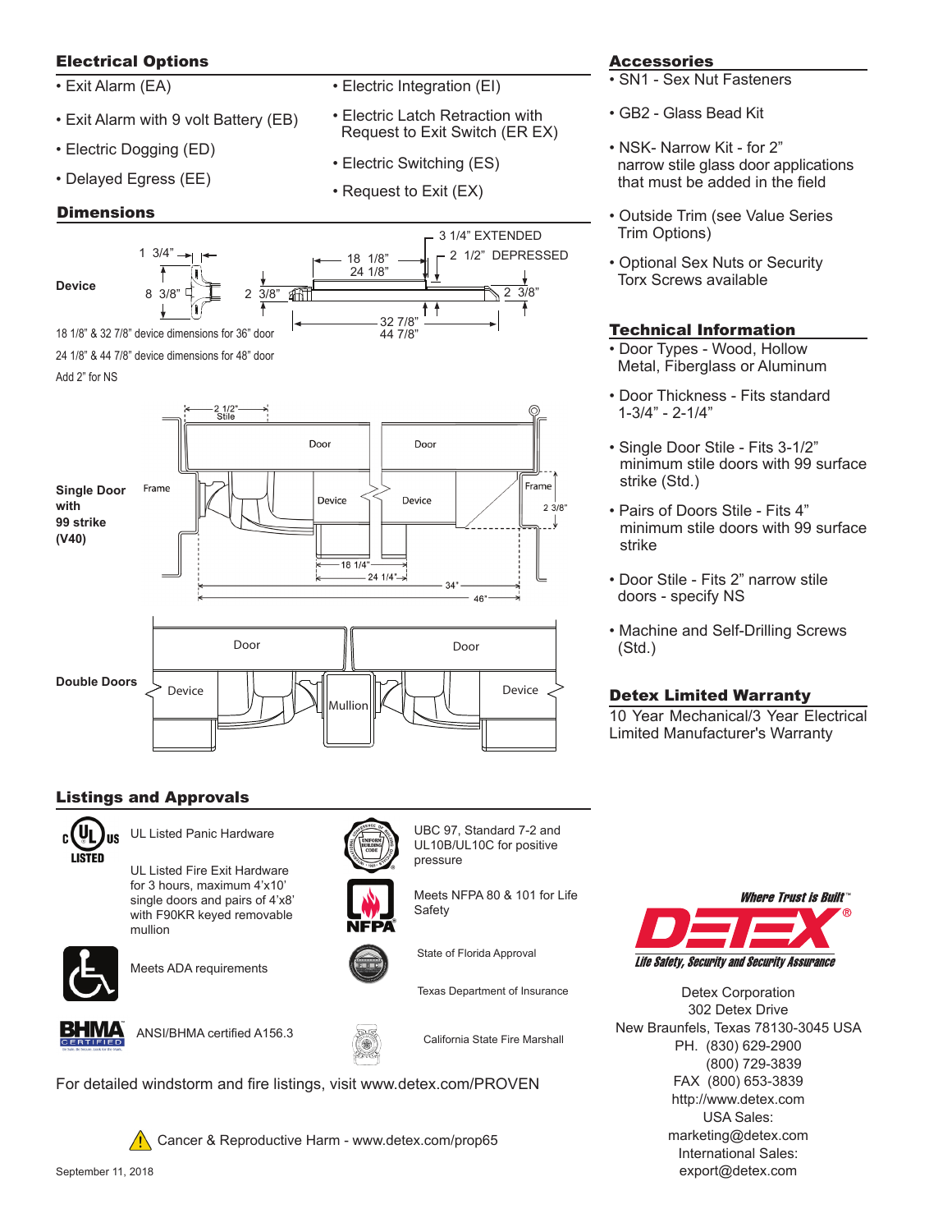## Electrical Options

- Exit Alarm (EA)
- Exit Alarm with 9 volt Battery (EB)
- Electric Dogging (ED)
- Delayed Egress (EE)
- Electric Integration (EI)
- Electric Latch Retraction with Request to Exit Switch (ER EX)
- Electric Switching (ES)
- Request to Exit (EX)

## Dimensions

**Device**

1 3/4"
8 3/8"
2 3/8"
18 1/8"
24 1/8"
3 1/4" EXTENDED
2 1/2" DEPRESSED
2 3/8"
32 7/8"
44 7/8"

18 1/8" & 32 7/8" device dimensions for 36" door

24 1/8" & 44 7/8" device dimensions for 48" door

Add 2" for NS

**Single Door with 99 strike (V40)**

2 1/2" Stile
Door
Door
Frame
Device
Device
Frame
2 3/8"
18 1/4"
24 1/4"
34"
46"

**Double Doors**

Door
Door
Device
Mullion
Device

## Accessories

- SN1 - Sex Nut Fasteners
- GB2 - Glass Bead Kit
- NSK- Narrow Kit - for 2" narrow stile glass door applications that must be added in the field
- Outside Trim (see Value Series Trim Options)
- Optional Sex Nuts or Security Torx Screws available

## Technical Information

- Door Types - Wood, Hollow Metal, Fiberglass or Aluminum
- Door Thickness - Fits standard 1-3/4" - 2-1/4"
- Single Door Stile - Fits 3-1/2" minimum stile doors with 99 surface strike (Std.)
- Pairs of Doors Stile - Fits 4" minimum stile doors with 99 surface strike
- Door Stile - Fits 2" narrow stile doors - specify NS
- Machine and Self-Drilling Screws (Std.)

## Detex Limited Warranty

10 Year Mechanical/3 Year Electrical Limited Manufacturer's Warranty

## Listings and Approvals

UL Listed Panic Hardware

UL Listed Fire Exit Hardware for 3 hours, maximum 4'x10' single doors and pairs of 4'x8' with F90KR keyed removable mullion

Meets ADA requirements

ANSI/BHMA certified A156.3

UBC 97, Standard 7-2 and UL10B/UL10C for positive pressure

Meets NFPA 80 & 101 for Life Safety

State of Florida Approval

Texas Department of Insurance

California State Fire Marshall

For detailed windstorm and fire listings, visit www.detex.com/PROVEN

Cancer & Reproductive Harm - www.detex.com/prop65

September 11, 2018

*Where Trust is Built™*

DETEX

*Life Safety, Security and Security Assurance*

Detex Corporation
302 Detex Drive
New Braunfels, Texas 78130-3045 USA
PH. (830) 629-2900
(800) 729-3839
FAX (800) 653-3839
http://www.detex.com
USA Sales:
marketing@detex.com
International Sales:
export@detex.com